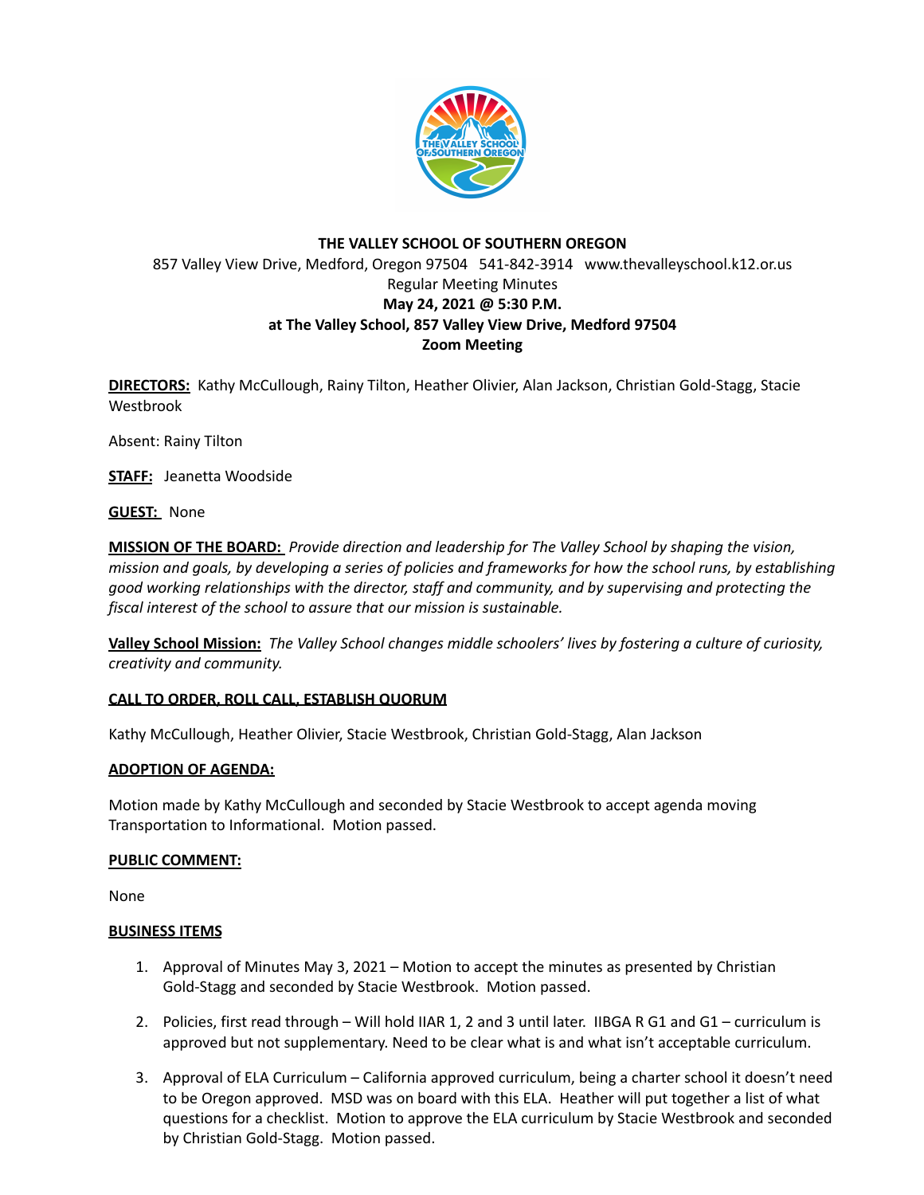**THE VALLEY SCHOOL OF SOUTHERN OREGON**
857 Valley View Drive, Medford, Oregon 97504   541-842-3914   www.thevalleyschool.k12.or.us
Regular Meeting Minutes
**May 24, 2021 @ 5:30 P.M.**
**at The Valley School, 857 Valley View Drive, Medford 97504**
**Zoom Meeting**

**DIRECTORS:** Kathy McCullough, Rainy Tilton, Heather Olivier, Alan Jackson, Christian Gold-Stagg, Stacie Westbrook

Absent: Rainy Tilton

**STAFF:** Jeanetta Woodside

**GUEST:** None

**MISSION OF THE BOARD:** *Provide direction and leadership for The Valley School by shaping the vision, mission and goals, by developing a series of policies and frameworks for how the school runs, by establishing good working relationships with the director, staff and community, and by supervising and protecting the fiscal interest of the school to assure that our mission is sustainable.*

**Valley School Mission:** *The Valley School changes middle schoolers' lives by fostering a culture of curiosity, creativity and community.*

**CALL TO ORDER, ROLL CALL, ESTABLISH QUORUM**

Kathy McCullough, Heather Olivier, Stacie Westbrook, Christian Gold-Stagg, Alan Jackson

**ADOPTION OF AGENDA:**

Motion made by Kathy McCullough and seconded by Stacie Westbrook to accept agenda moving Transportation to Informational. Motion passed.

**PUBLIC COMMENT:**

None

**BUSINESS ITEMS**

1. Approval of Minutes May 3, 2021 – Motion to accept the minutes as presented by Christian Gold-Stagg and seconded by Stacie Westbrook. Motion passed.
2. Policies, first read through – Will hold IIAR 1, 2 and 3 until later. IIBGA R G1 and G1 – curriculum is approved but not supplementary. Need to be clear what is and what isn't acceptable curriculum.
3. Approval of ELA Curriculum – California approved curriculum, being a charter school it doesn't need to be Oregon approved. MSD was on board with this ELA. Heather will put together a list of what questions for a checklist. Motion to approve the ELA curriculum by Stacie Westbrook and seconded by Christian Gold-Stagg. Motion passed.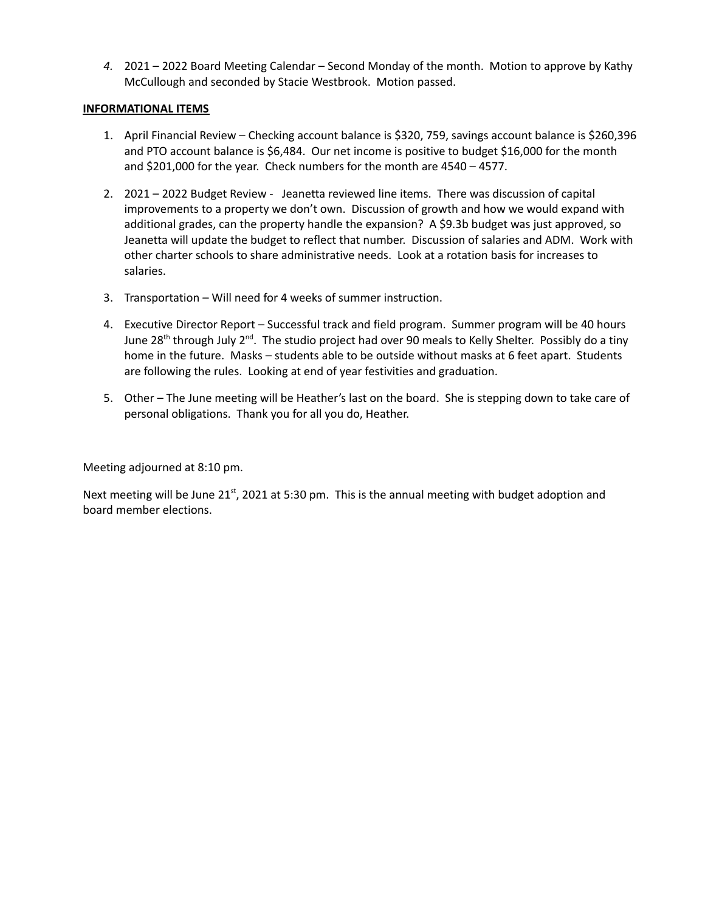4. 2021 – 2022 Board Meeting Calendar – Second Monday of the month. Motion to approve by Kathy McCullough and seconded by Stacie Westbrook. Motion passed.

**INFORMATIONAL ITEMS**

1. April Financial Review – Checking account balance is $320, 759, savings account balance is $260,396 and PTO account balance is $6,484. Our net income is positive to budget $16,000 for the month and $201,000 for the year. Check numbers for the month are 4540 – 4577.

2. 2021 – 2022 Budget Review - Jeanetta reviewed line items. There was discussion of capital improvements to a property we don't own. Discussion of growth and how we would expand with additional grades, can the property handle the expansion? A $9.3b budget was just approved, so Jeanetta will update the budget to reflect that number. Discussion of salaries and ADM. Work with other charter schools to share administrative needs. Look at a rotation basis for increases to salaries.

3. Transportation – Will need for 4 weeks of summer instruction.

4. Executive Director Report – Successful track and field program. Summer program will be 40 hours June 28th through July 2nd. The studio project had over 90 meals to Kelly Shelter. Possibly do a tiny home in the future. Masks – students able to be outside without masks at 6 feet apart. Students are following the rules. Looking at end of year festivities and graduation.

5. Other – The June meeting will be Heather's last on the board. She is stepping down to take care of personal obligations. Thank you for all you do, Heather.

Meeting adjourned at 8:10 pm.

Next meeting will be June 21st, 2021 at 5:30 pm. This is the annual meeting with budget adoption and board member elections.